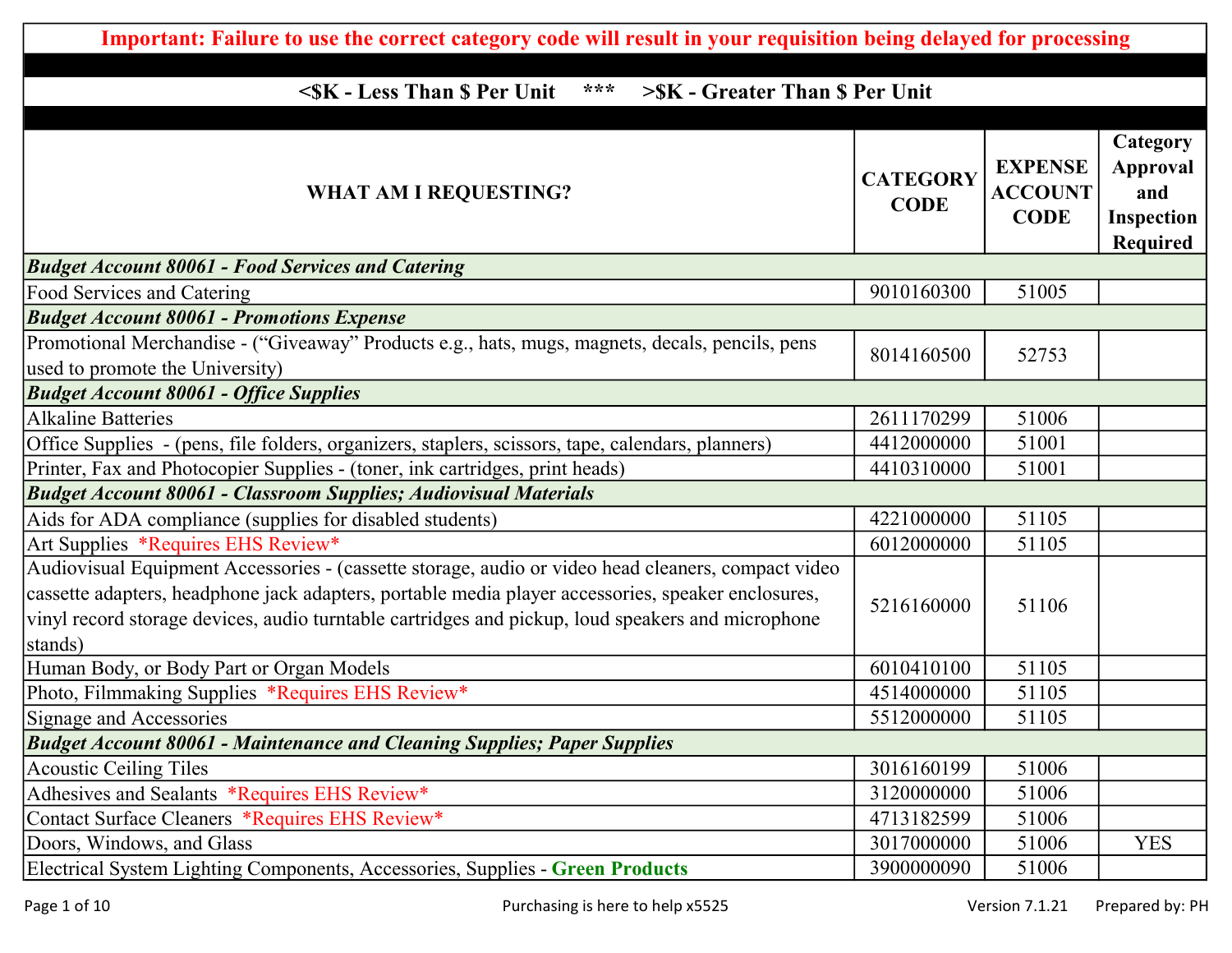**Important: Failure to use the correct category code will result in your requisition being delayed for processing**

**<$K - Less Than $ Per Unit *** >$K - Greater Than $ Per Unit**

| WHAT AM I REQUESTING? | CATEGORY CODE | EXPENSE ACCOUNT CODE | Category Approval and Inspection Required |
|---|---|---|---|
| ***Budget Account 80061 - Food Services and Catering*** | | | |
| Food Services and Catering | 9010160300 | 51005 | |
| ***Budget Account 80061 - Promotions Expense*** | | | |
| Promotional Merchandise - ("Giveaway" Products e.g., hats, mugs, magnets, decals, pencils, pens used to promote the University) | 8014160500 | 52753 | |
| ***Budget Account 80061 - Office Supplies*** | | | |
| Alkaline Batteries | 2611170299 | 51006 | |
| Office Supplies - (pens, file folders, organizers, staplers, scissors, tape, calendars, planners) | 4412000000 | 51001 | |
| Printer, Fax and Photocopier Supplies - (toner, ink cartridges, print heads) | 4410310000 | 51001 | |
| ***Budget Account 80061 - Classroom Supplies; Audiovisual Materials*** | | | |
| Aids for ADA compliance (supplies for disabled students) | 4221000000 | 51105 | |
| Art Supplies *Requires EHS Review* | 6012000000 | 51105 | |
| Audiovisual Equipment Accessories - (cassette storage, audio or video head cleaners, compact video cassette adapters, headphone jack adapters, portable media player accessories, speaker enclosures, vinyl record storage devices, audio turntable cartridges and pickup, loud speakers and microphone stands) | 5216160000 | 51106 | |
| Human Body, or Body Part or Organ Models | 6010410100 | 51105 | |
| Photo, Filmmaking Supplies *Requires EHS Review* | 4514000000 | 51105 | |
| Signage and Accessories | 5512000000 | 51105 | |
| ***Budget Account 80061 - Maintenance and Cleaning Supplies; Paper Supplies*** | | | |
| Acoustic Ceiling Tiles | 3016160199 | 51006 | |
| Adhesives and Sealants *Requires EHS Review* | 3120000000 | 51006 | |
| Contact Surface Cleaners *Requires EHS Review* | 4713182599 | 51006 | |
| Doors, Windows, and Glass | 3017000000 | 51006 | YES |
| Electrical System Lighting Components, Accessories, Supplies - **Green Products** | 3900000090 | 51006 | |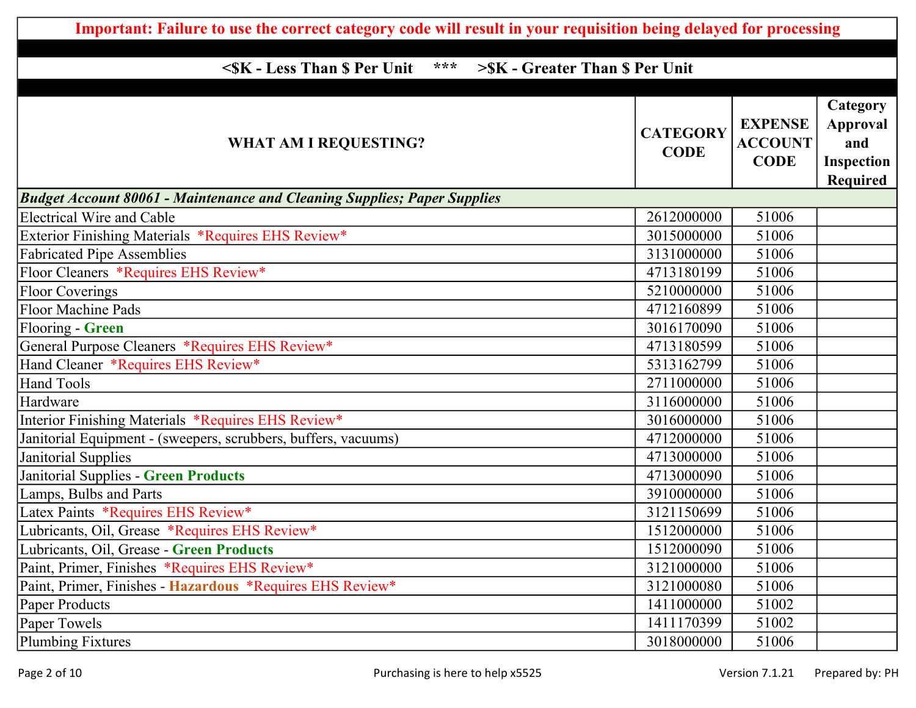**Important: Failure to use the correct category code will result in your requisition being delayed for processing**

**<$K - Less Than $ Per Unit \*\*\* >$K - Greater Than $ Per Unit**

| WHAT AM I REQUESTING? | CATEGORY CODE | EXPENSE ACCOUNT CODE | Category Approval and Inspection Required |
|---|---|---|---|
| ***Budget Account 80061 - Maintenance and Cleaning Supplies; Paper Supplies*** | | | |
| Electrical Wire and Cable | 2612000000 | 51006 | |
| Exterior Finishing Materials *Requires EHS Review* | 3015000000 | 51006 | |
| Fabricated Pipe Assemblies | 3131000000 | 51006 | |
| Floor Cleaners *Requires EHS Review* | 4713180199 | 51006 | |
| Floor Coverings | 5210000000 | 51006 | |
| Floor Machine Pads | 4712160899 | 51006 | |
| Flooring - **Green** | 3016170090 | 51006 | |
| General Purpose Cleaners *Requires EHS Review* | 4713180599 | 51006 | |
| Hand Cleaner *Requires EHS Review* | 5313162799 | 51006 | |
| Hand Tools | 2711000000 | 51006 | |
| Hardware | 3116000000 | 51006 | |
| Interior Finishing Materials *Requires EHS Review* | 3016000000 | 51006 | |
| Janitorial Equipment - (sweepers, scrubbers, buffers, vacuums) | 4712000000 | 51006 | |
| Janitorial Supplies | 4713000000 | 51006 | |
| Janitorial Supplies - **Green Products** | 4713000090 | 51006 | |
| Lamps, Bulbs and Parts | 3910000000 | 51006 | |
| Latex Paints *Requires EHS Review* | 3121150699 | 51006 | |
| Lubricants, Oil, Grease *Requires EHS Review* | 1512000000 | 51006 | |
| Lubricants, Oil, Grease - **Green Products** | 1512000090 | 51006 | |
| Paint, Primer, Finishes *Requires EHS Review* | 3121000000 | 51006 | |
| Paint, Primer, Finishes - **Hazardous** *Requires EHS Review* | 3121000080 | 51006 | |
| Paper Products | 1411000000 | 51002 | |
| Paper Towels | 1411170399 | 51002 | |
| Plumbing Fixtures | 3018000000 | 51006 | |

Purchasing is here to help x5525

Version 7.1.21 Prepared by: PH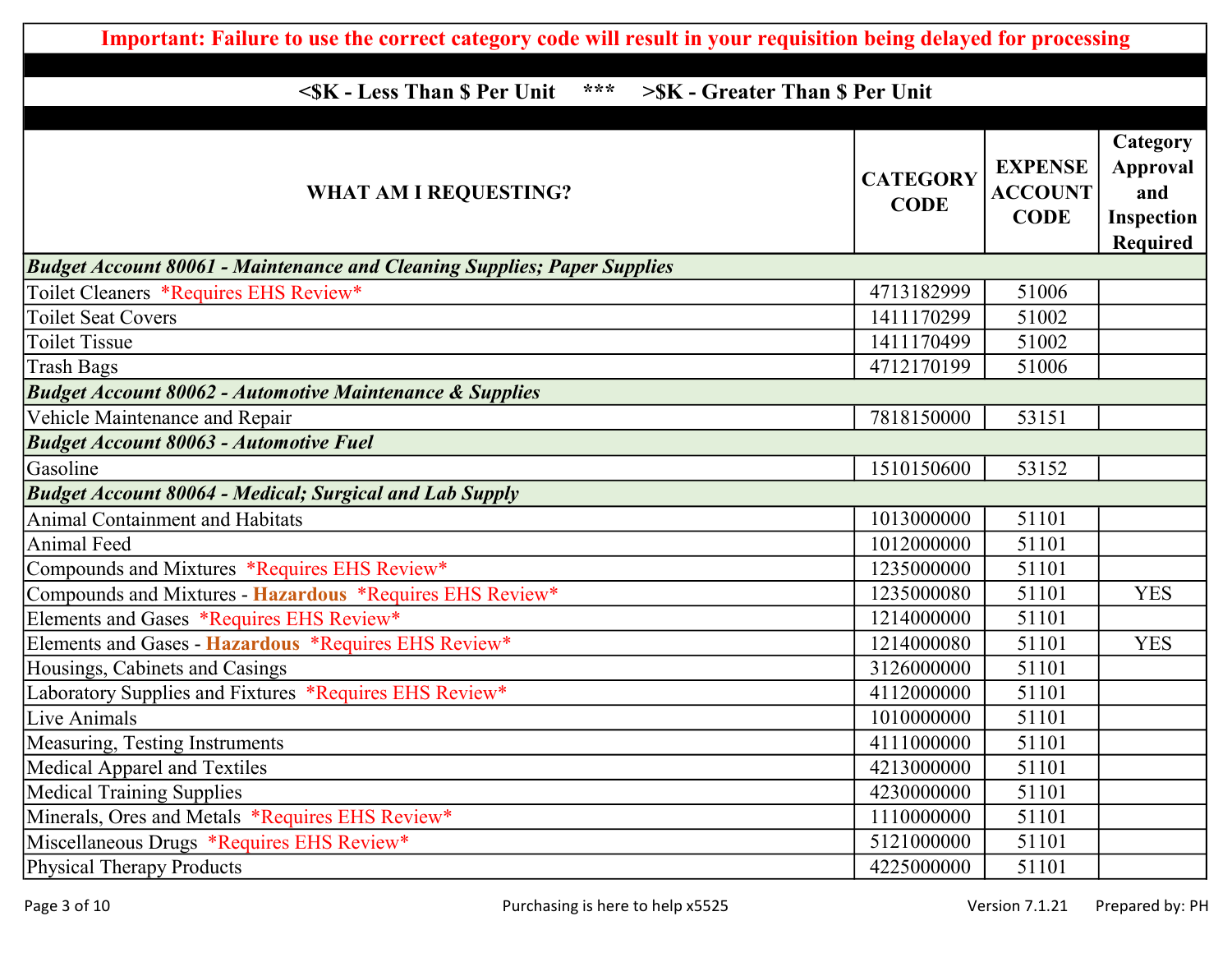**Important: Failure to use the correct category code will result in your requisition being delayed for processing**

**<$K - Less Than $ Per Unit \*\*\* >$K - Greater Than $ Per Unit**

| WHAT AM I REQUESTING? | CATEGORY CODE | EXPENSE ACCOUNT CODE | Category Approval and Inspection Required |
|---|---|---|---|
| ***Budget Account 80061 - Maintenance and Cleaning Supplies; Paper Supplies*** | | | |
| Toilet Cleaners *Requires EHS Review* | 4713182999 | 51006 | |
| Toilet Seat Covers | 1411170299 | 51002 | |
| Toilet Tissue | 1411170499 | 51002 | |
| Trash Bags | 4712170199 | 51006 | |
| ***Budget Account 80062 - Automotive Maintenance & Supplies*** | | | |
| Vehicle Maintenance and Repair | 7818150000 | 53151 | |
| ***Budget Account 80063 - Automotive Fuel*** | | | |
| Gasoline | 1510150600 | 53152 | |
| ***Budget Account 80064 - Medical; Surgical and Lab Supply*** | | | |
| Animal Containment and Habitats | 1013000000 | 51101 | |
| Animal Feed | 1012000000 | 51101 | |
| Compounds and Mixtures *Requires EHS Review* | 1235000000 | 51101 | |
| Compounds and Mixtures - **Hazardous** *Requires EHS Review* | 1235000080 | 51101 | YES |
| Elements and Gases *Requires EHS Review* | 1214000000 | 51101 | |
| Elements and Gases - **Hazardous** *Requires EHS Review* | 1214000080 | 51101 | YES |
| Housings, Cabinets and Casings | 3126000000 | 51101 | |
| Laboratory Supplies and Fixtures *Requires EHS Review* | 4112000000 | 51101 | |
| Live Animals | 1010000000 | 51101 | |
| Measuring, Testing Instruments | 4111000000 | 51101 | |
| Medical Apparel and Textiles | 4213000000 | 51101 | |
| Medical Training Supplies | 4230000000 | 51101 | |
| Minerals, Ores and Metals *Requires EHS Review* | 1110000000 | 51101 | |
| Miscellaneous Drugs *Requires EHS Review* | 5121000000 | 51101 | |
| Physical Therapy Products | 4225000000 | 51101 | |

Purchasing is here to help x5525

Version 7.1.21 Prepared by: PH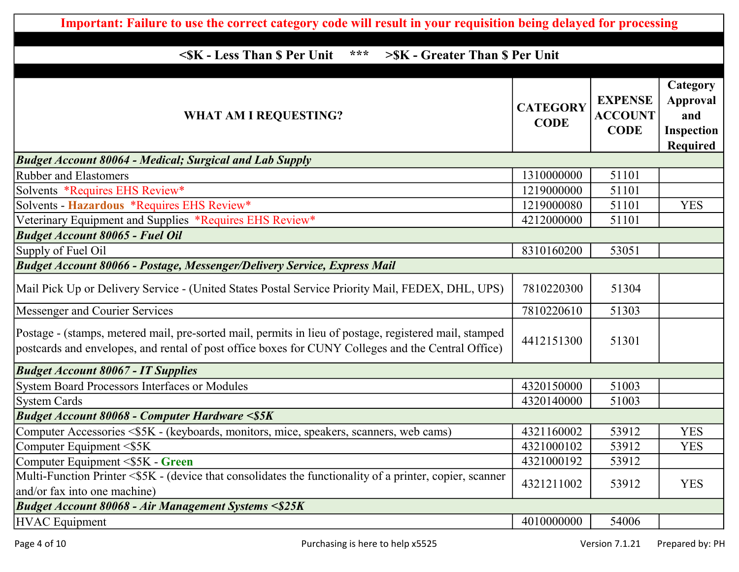**Important: Failure to use the correct category code will result in your requisition being delayed for processing**

**<$K - Less Than $ Per Unit     ***     >$K - Greater Than $ Per Unit**

| WHAT AM I REQUESTING? | CATEGORY CODE | EXPENSE ACCOUNT CODE | Category Approval and Inspection Required |
|---|---|---|---|
| ***Budget Account 80064 - Medical; Surgical and Lab Supply*** | | | |
| Rubber and Elastomers | 1310000000 | 51101 | |
| Solvents *Requires EHS Review* | 1219000000 | 51101 | |
| Solvents - **Hazardous** *Requires EHS Review* | 1219000080 | 51101 | YES |
| Veterinary Equipment and Supplies *Requires EHS Review* | 4212000000 | 51101 | |
| ***Budget Account 80065 - Fuel Oil*** | | | |
| Supply of Fuel Oil | 8310160200 | 53051 | |
| ***Budget Account 80066 - Postage, Messenger/Delivery Service, Express Mail*** | | | |
| Mail Pick Up or Delivery Service - (United States Postal Service Priority Mail, FEDEX, DHL, UPS) | 7810220300 | 51304 | |
| Messenger and Courier Services | 7810220610 | 51303 | |
| Postage - (stamps, metered mail, pre-sorted mail, permits in lieu of postage, registered mail, stamped postcards and envelopes, and rental of post office boxes for CUNY Colleges and the Central Office) | 4412151300 | 51301 | |
| ***Budget Account 80067 - IT Supplies*** | | | |
| System Board Processors Interfaces or Modules | 4320150000 | 51003 | |
| System Cards | 4320140000 | 51003 | |
| ***Budget Account 80068 - Computer Hardware <$5K*** | | | |
| Computer Accessories <$5K - (keyboards, monitors, mice, speakers, scanners, web cams) | 4321160002 | 53912 | YES |
| Computer Equipment <$5K | 4321000102 | 53912 | YES |
| Computer Equipment <$5K - **Green** | 4321000192 | 53912 | |
| Multi-Function Printer <$5K - (device that consolidates the functionality of a printer, copier, scanner and/or fax into one machine) | 4321211002 | 53912 | YES |
| ***Budget Account 80068 - Air Management Systems <$25K*** | | | |
| HVAC Equipment | 4010000000 | 54006 | |

Purchasing is here to help x5525

Version 7.1.21     Prepared by: PH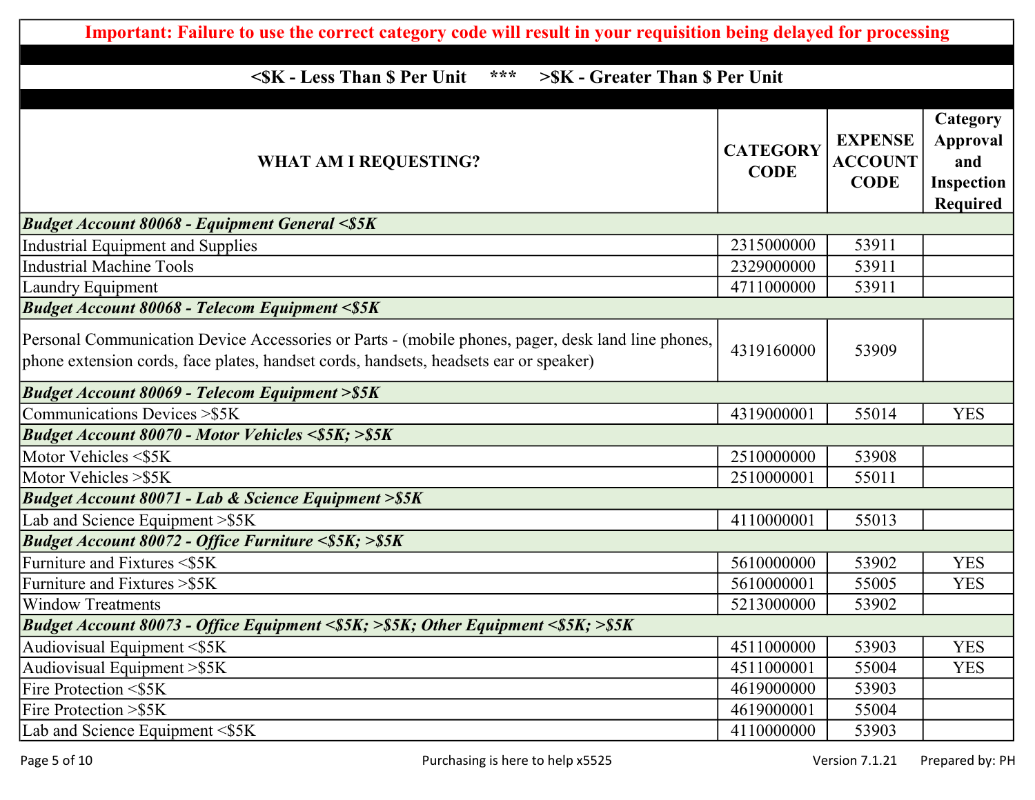**Important: Failure to use the correct category code will result in your requisition being delayed for processing**

**<$K - Less Than $ Per Unit \*\*\* >$K - Greater Than $ Per Unit**

| WHAT AM I REQUESTING? | CATEGORY CODE | EXPENSE ACCOUNT CODE | Category Approval and Inspection Required |
|---|---|---|---|
| ***Budget Account 80068 - Equipment General <$5K*** | | | |
| Industrial Equipment and Supplies | 2315000000 | 53911 | |
| Industrial Machine Tools | 2329000000 | 53911 | |
| Laundry Equipment | 4711000000 | 53911 | |
| ***Budget Account 80068 - Telecom Equipment <$5K*** | | | |
| Personal Communication Device Accessories or Parts - (mobile phones, pager, desk land line phones, phone extension cords, face plates, handset cords, handsets, headsets ear or speaker) | 4319160000 | 53909 | |
| ***Budget Account 80069 - Telecom Equipment >$5K*** | | | |
| Communications Devices >$5K | 4319000001 | 55014 | YES |
| ***Budget Account 80070 - Motor Vehicles <$5K; >$5K*** | | | |
| Motor Vehicles <$5K | 2510000000 | 53908 | |
| Motor Vehicles >$5K | 2510000001 | 55011 | |
| ***Budget Account 80071 - Lab & Science Equipment >$5K*** | | | |
| Lab and Science Equipment >$5K | 4110000001 | 55013 | |
| ***Budget Account 80072 - Office Furniture <$5K; >$5K*** | | | |
| Furniture and Fixtures <$5K | 5610000000 | 53902 | YES |
| Furniture and Fixtures >$5K | 5610000001 | 55005 | YES |
| Window Treatments | 5213000000 | 53902 | |
| ***Budget Account 80073 - Office Equipment <$5K; >$5K; Other Equipment <$5K; >$5K*** | | | |
| Audiovisual Equipment <$5K | 4511000000 | 53903 | YES |
| Audiovisual Equipment >$5K | 4511000001 | 55004 | YES |
| Fire Protection <$5K | 4619000000 | 53903 | |
| Fire Protection >$5K | 4619000001 | 55004 | |
| Lab and Science Equipment <$5K | 4110000000 | 53903 | |

Purchasing is here to help x5525 Version 7.1.21 Prepared by: PH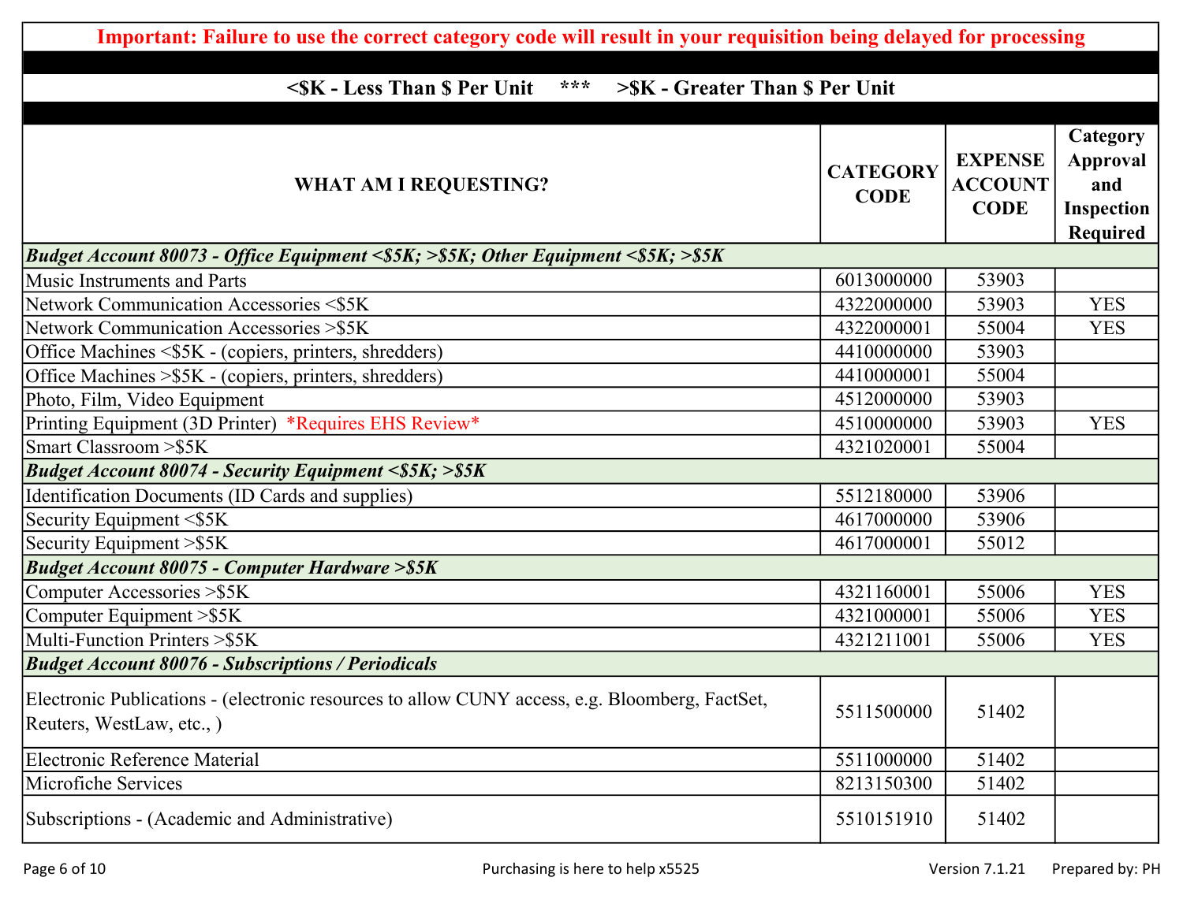**Important: Failure to use the correct category code will result in your requisition being delayed for processing**

**<$K - Less Than $ Per Unit \*\*\* >$K - Greater Than $ Per Unit**

| WHAT AM I REQUESTING? | CATEGORY CODE | EXPENSE ACCOUNT CODE | Category Approval and Inspection Required |
|---|---|---|---|
| ***Budget Account 80073 - Office Equipment <$5K; >$5K; Other Equipment <$5K; >$5K*** | | | |
| Music Instruments and Parts | 6013000000 | 53903 | |
| Network Communication Accessories <$5K | 4322000000 | 53903 | YES |
| Network Communication Accessories >$5K | 4322000001 | 55004 | YES |
| Office Machines <$5K - (copiers, printers, shredders) | 4410000000 | 53903 | |
| Office Machines >$5K - (copiers, printers, shredders) | 4410000001 | 55004 | |
| Photo, Film, Video Equipment | 4512000000 | 53903 | |
| Printing Equipment (3D Printer) *Requires EHS Review* | 4510000000 | 53903 | YES |
| Smart Classroom >$5K | 4321020001 | 55004 | |
| ***Budget Account 80074 - Security Equipment <$5K; >$5K*** | | | |
| Identification Documents (ID Cards and supplies) | 5512180000 | 53906 | |
| Security Equipment <$5K | 4617000000 | 53906 | |
| Security Equipment >$5K | 4617000001 | 55012 | |
| ***Budget Account 80075 - Computer Hardware >$5K*** | | | |
| Computer Accessories >$5K | 4321160001 | 55006 | YES |
| Computer Equipment >$5K | 4321000001 | 55006 | YES |
| Multi-Function Printers >$5K | 4321211001 | 55006 | YES |
| ***Budget Account 80076 - Subscriptions / Periodicals*** | | | |
| Electronic Publications - (electronic resources to allow CUNY access, e.g. Bloomberg, FactSet, Reuters, WestLaw, etc., ) | 5511500000 | 51402 | |
| Electronic Reference Material | 5511000000 | 51402 | |
| Microfiche Services | 8213150300 | 51402 | |
| Subscriptions - (Academic and Administrative) | 5510151910 | 51402 | |

Purchasing is here to help x5525

Version 7.1.21 Prepared by: PH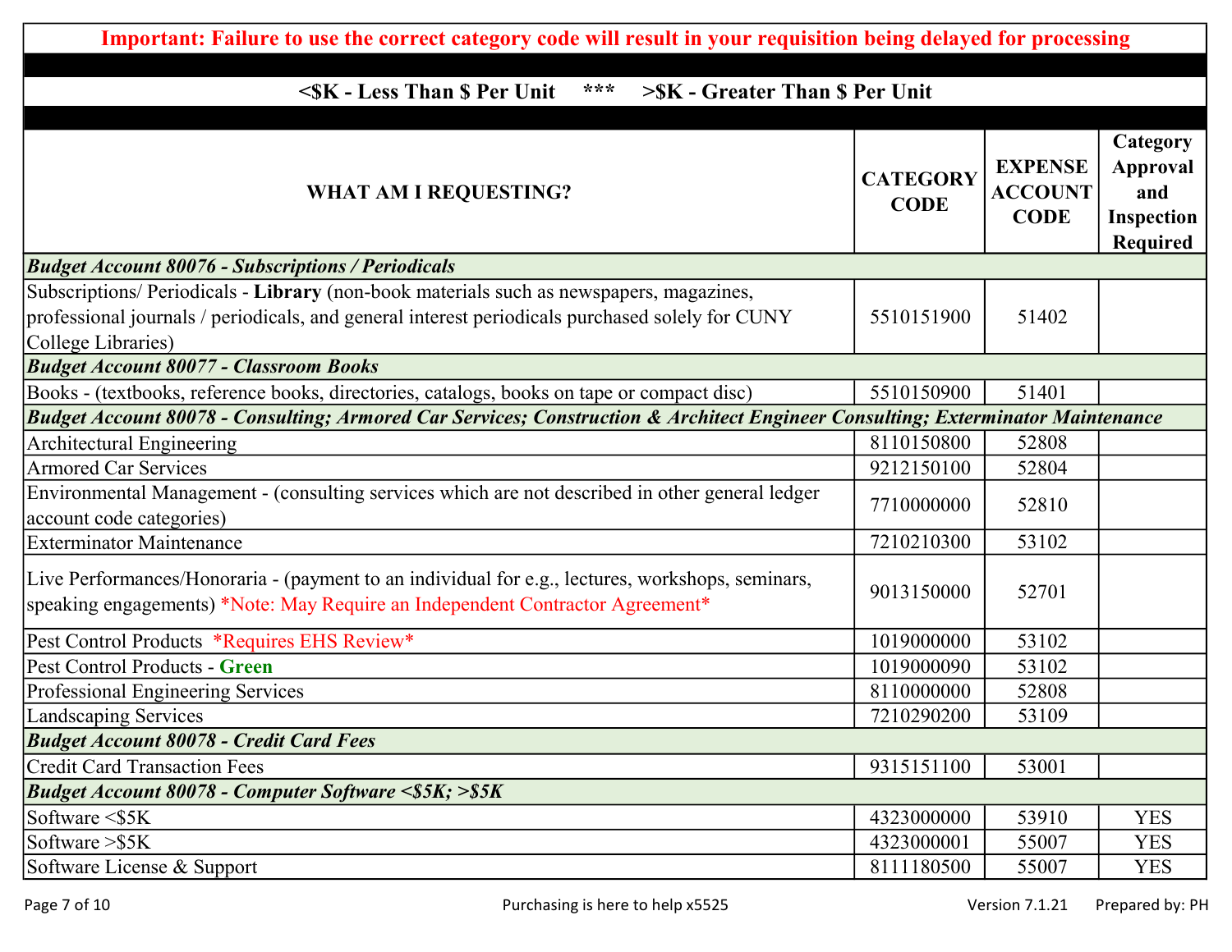**Important: Failure to use the correct category code will result in your requisition being delayed for processing**

**<$K - Less Than $ Per Unit \*\*\* >$K - Greater Than $ Per Unit**

| WHAT AM I REQUESTING? | CATEGORY CODE | EXPENSE ACCOUNT CODE | Category Approval and Inspection Required |
|---|---|---|---|
| ***Budget Account 80076 - Subscriptions / Periodicals*** | | | |
| Subscriptions/ Periodicals - **Library** (non-book materials such as newspapers, magazines, professional journals / periodicals, and general interest periodicals purchased solely for CUNY College Libraries) | 5510151900 | 51402 | |
| ***Budget Account 80077 - Classroom Books*** | | | |
| Books - (textbooks, reference books, directories, catalogs, books on tape or compact disc) | 5510150900 | 51401 | |
| ***Budget Account 80078 - Consulting; Armored Car Services; Construction & Architect Engineer Consulting; Exterminator Maintenance*** | | | |
| Architectural Engineering | 8110150800 | 52808 | |
| Armored Car Services | 9212150100 | 52804 | |
| Environmental Management - (consulting services which are not described in other general ledger account code categories) | 7710000000 | 52810 | |
| Exterminator Maintenance | 7210210300 | 53102 | |
| Live Performances/Honoraria - (payment to an individual for e.g., lectures, workshops, seminars, speaking engagements) *Note: May Require an Independent Contractor Agreement* | 9013150000 | 52701 | |
| Pest Control Products *Requires EHS Review* | 1019000000 | 53102 | |
| Pest Control Products - **Green** | 1019000090 | 53102 | |
| Professional Engineering Services | 8110000000 | 52808 | |
| Landscaping Services | 7210290200 | 53109 | |
| ***Budget Account 80078 - Credit Card Fees*** | | | |
| Credit Card Transaction Fees | 9315151100 | 53001 | |
| ***Budget Account 80078 - Computer Software <$5K; >$5K*** | | | |
| Software <$5K | 4323000000 | 53910 | YES |
| Software >$5K | 4323000001 | 55007 | YES |
| Software License & Support | 8111180500 | 55007 | YES |

Purchasing is here to help x5525

Version 7.1.21 Prepared by: PH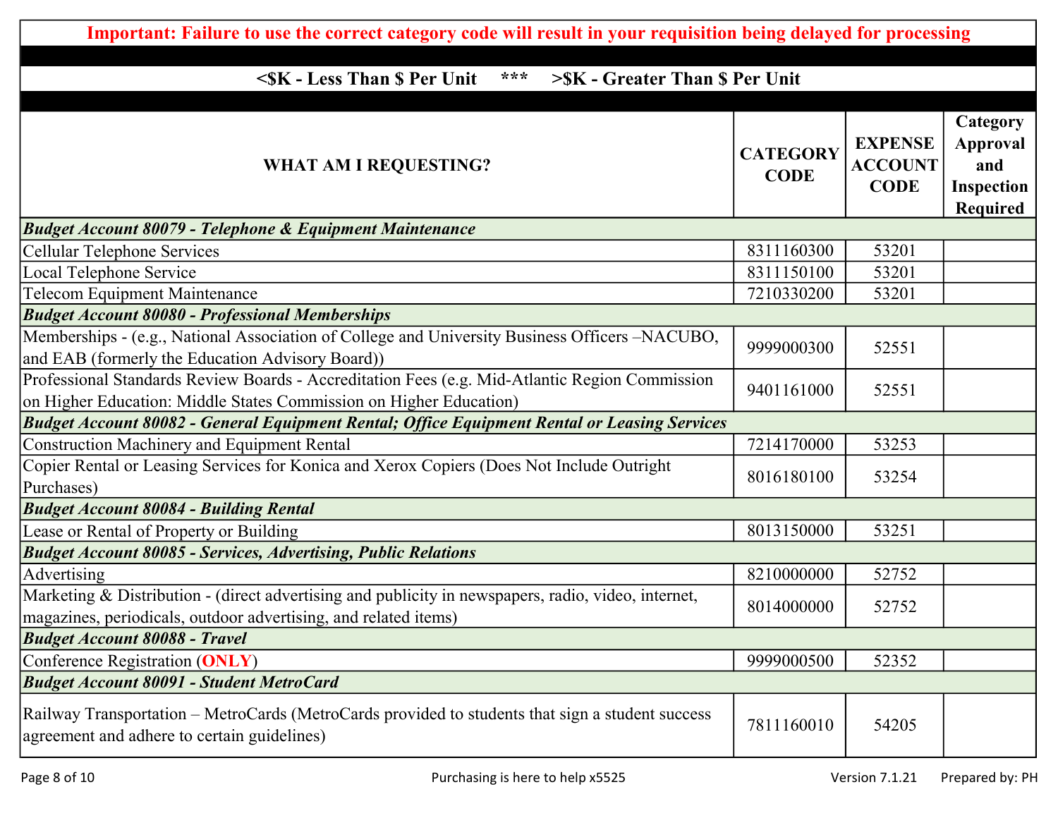**Important: Failure to use the correct category code will result in your requisition being delayed for processing**

**<$K - Less Than $ Per Unit     \*\*\*     >$K - Greater Than $ Per Unit**

| WHAT AM I REQUESTING? | CATEGORY CODE | EXPENSE ACCOUNT CODE | Category Approval and Inspection Required |
|---|---|---|---|
| ***Budget Account 80079 - Telephone & Equipment Maintenance*** | | | |
| Cellular Telephone Services | 8311160300 | 53201 | |
| Local Telephone Service | 8311150100 | 53201 | |
| Telecom Equipment Maintenance | 7210330200 | 53201 | |
| ***Budget Account 80080 - Professional Memberships*** | | | |
| Memberships - (e.g., National Association of College and University Business Officers –NACUBO, and EAB (formerly the Education Advisory Board)) | 9999000300 | 52551 | |
| Professional Standards Review Boards - Accreditation Fees (e.g. Mid-Atlantic Region Commission on Higher Education: Middle States Commission on Higher Education) | 9401161000 | 52551 | |
| ***Budget Account 80082 - General Equipment Rental; Office Equipment Rental or Leasing Services*** | | | |
| Construction Machinery and Equipment Rental | 7214170000 | 53253 | |
| Copier Rental or Leasing Services for Konica and Xerox Copiers (Does Not Include Outright Purchases) | 8016180100 | 53254 | |
| ***Budget Account 80084 - Building Rental*** | | | |
| Lease or Rental of Property or Building | 8013150000 | 53251 | |
| ***Budget Account 80085 - Services, Advertising, Public Relations*** | | | |
| Advertising | 8210000000 | 52752 | |
| Marketing & Distribution - (direct advertising and publicity in newspapers, radio, video, internet, magazines, periodicals, outdoor advertising, and related items) | 8014000000 | 52752 | |
| ***Budget Account 80088 - Travel*** | | | |
| Conference Registration (**ONLY**) | 9999000500 | 52352 | |
| ***Budget Account 80091 - Student MetroCard*** | | | |
| Railway Transportation – MetroCards (MetroCards provided to students that sign a student success agreement and adhere to certain guidelines) | 7811160010 | 54205 | |

Purchasing is here to help x5525     Version 7.1.21     Prepared by: PH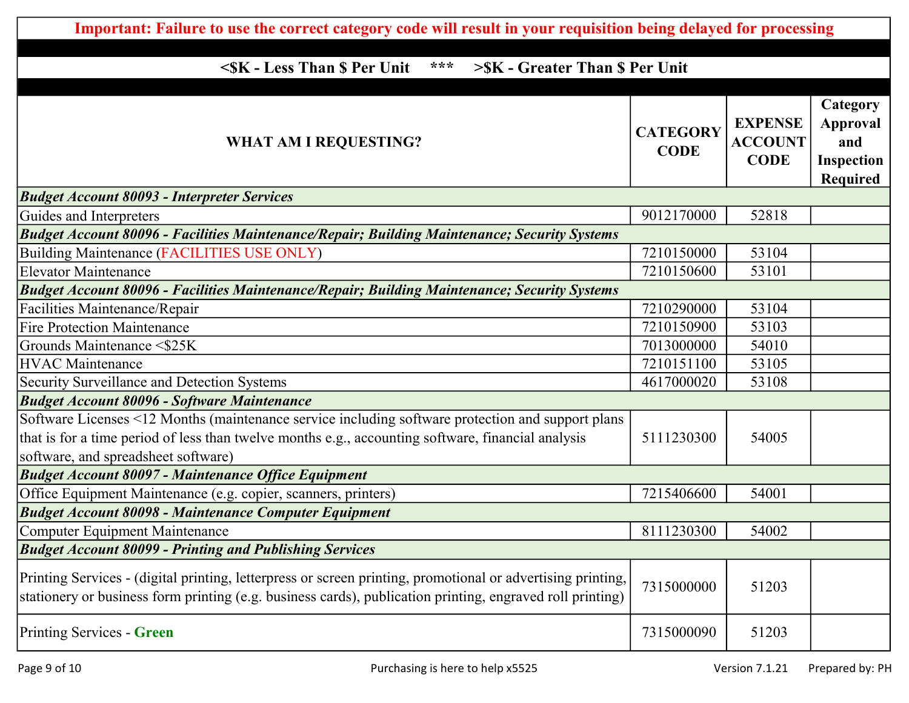**Important: Failure to use the correct category code will result in your requisition being delayed for processing**

**<$K - Less Than $ Per Unit     ***     >$K - Greater Than $ Per Unit**

| WHAT AM I REQUESTING? | CATEGORY CODE | EXPENSE ACCOUNT CODE | Category Approval and Inspection Required |
|---|---|---|---|
| ***Budget Account 80093 - Interpreter Services*** | | | |
| Guides and Interpreters | 9012170000 | 52818 | |
| ***Budget Account 80096 - Facilities Maintenance/Repair; Building Maintenance; Security Systems*** | | | |
| Building Maintenance (FACILITIES USE ONLY) | 7210150000 | 53104 | |
| Elevator Maintenance | 7210150600 | 53101 | |
| ***Budget Account 80096 - Facilities Maintenance/Repair; Building Maintenance; Security Systems*** | | | |
| Facilities Maintenance/Repair | 7210290000 | 53104 | |
| Fire Protection Maintenance | 7210150900 | 53103 | |
| Grounds Maintenance <$25K | 7013000000 | 54010 | |
| HVAC Maintenance | 7210151100 | 53105 | |
| Security Surveillance and Detection Systems | 4617000020 | 53108 | |
| ***Budget Account 80096 - Software Maintenance*** | | | |
| Software Licenses <12 Months (maintenance service including software protection and support plans that is for a time period of less than twelve months e.g., accounting software, financial analysis software, and spreadsheet software) | 5111230300 | 54005 | |
| ***Budget Account 80097 - Maintenance Office Equipment*** | | | |
| Office Equipment Maintenance (e.g. copier, scanners, printers) | 7215406600 | 54001 | |
| ***Budget Account 80098 - Maintenance Computer Equipment*** | | | |
| Computer Equipment Maintenance | 8111230300 | 54002 | |
| ***Budget Account 80099 - Printing and Publishing Services*** | | | |
| Printing Services - (digital printing, letterpress or screen printing, promotional or advertising printing, stationery or business form printing (e.g. business cards), publication printing, engraved roll printing) | 7315000000 | 51203 | |
| Printing Services - **Green** | 7315000090 | 51203 | |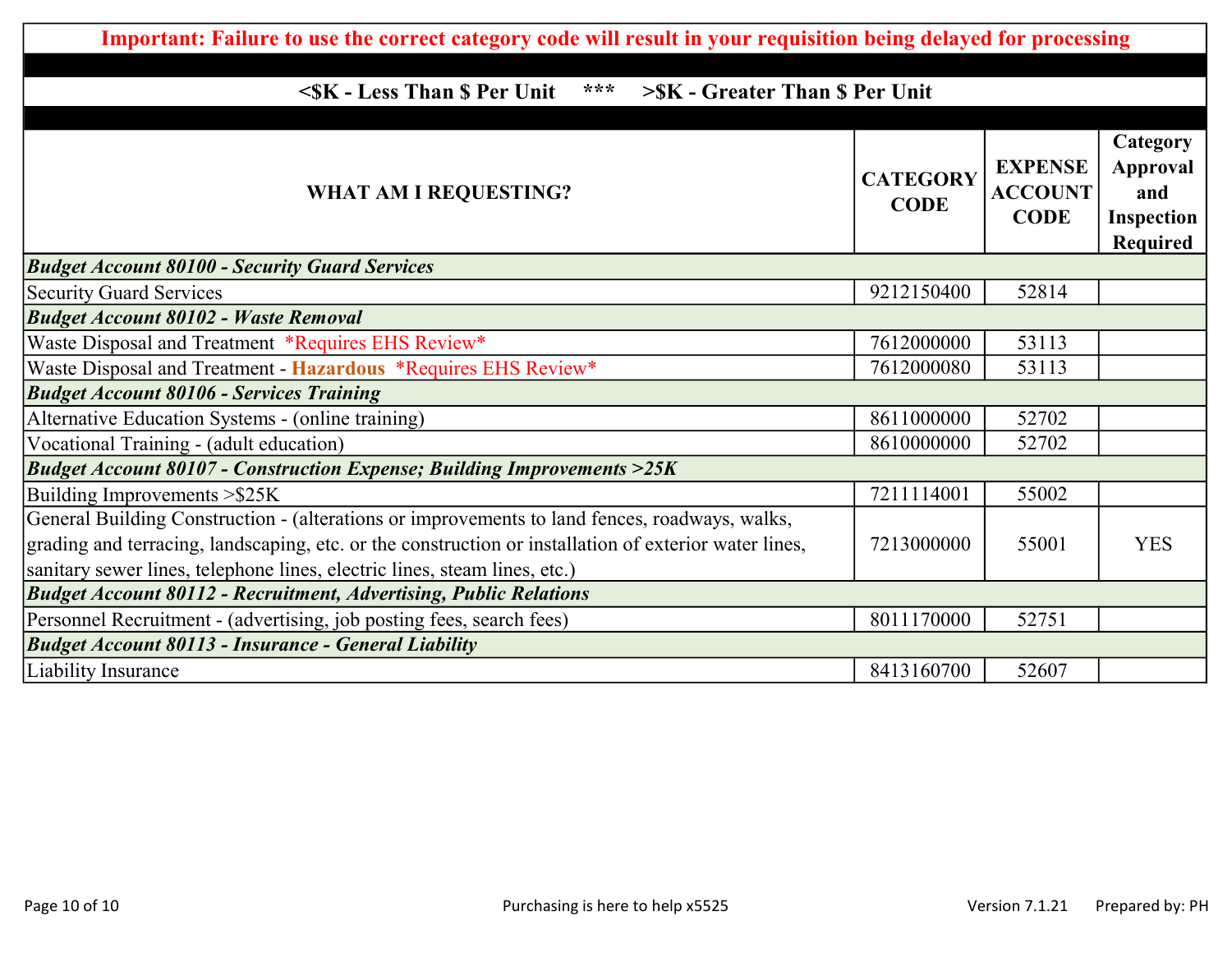**Important: Failure to use the correct category code will result in your requisition being delayed for processing**

**<$K - Less Than $ Per Unit \*\*\* >$K - Greater Than $ Per Unit**

| WHAT AM I REQUESTING? | CATEGORY CODE | EXPENSE ACCOUNT CODE | Category Approval and Inspection Required |
|---|---|---|---|
| ***Budget Account 80100 - Security Guard Services*** | | | |
| Security Guard Services | 9212150400 | 52814 | |
| ***Budget Account 80102 - Waste Removal*** | | | |
| Waste Disposal and Treatment *Requires EHS Review* | 7612000000 | 53113 | |
| Waste Disposal and Treatment - **Hazardous** *Requires EHS Review* | 7612000080 | 53113 | |
| ***Budget Account 80106 - Services Training*** | | | |
| Alternative Education Systems - (online training) | 8611000000 | 52702 | |
| Vocational Training - (adult education) | 8610000000 | 52702 | |
| ***Budget Account 80107 - Construction Expense; Building Improvements >25K*** | | | |
| Building Improvements >$25K | 7211114001 | 55002 | |
| General Building Construction - (alterations or improvements to land fences, roadways, walks, grading and terracing, landscaping, etc. or the construction or installation of exterior water lines, sanitary sewer lines, telephone lines, electric lines, steam lines, etc.) | 7213000000 | 55001 | YES |
| ***Budget Account 80112 - Recruitment, Advertising, Public Relations*** | | | |
| Personnel Recruitment - (advertising, job posting fees, search fees) | 8011170000 | 52751 | |
| ***Budget Account 80113 - Insurance - General Liability*** | | | |
| Liability Insurance | 8413160700 | 52607 | |

Purchasing is here to help x5525

Version 7.1.21 Prepared by: PH